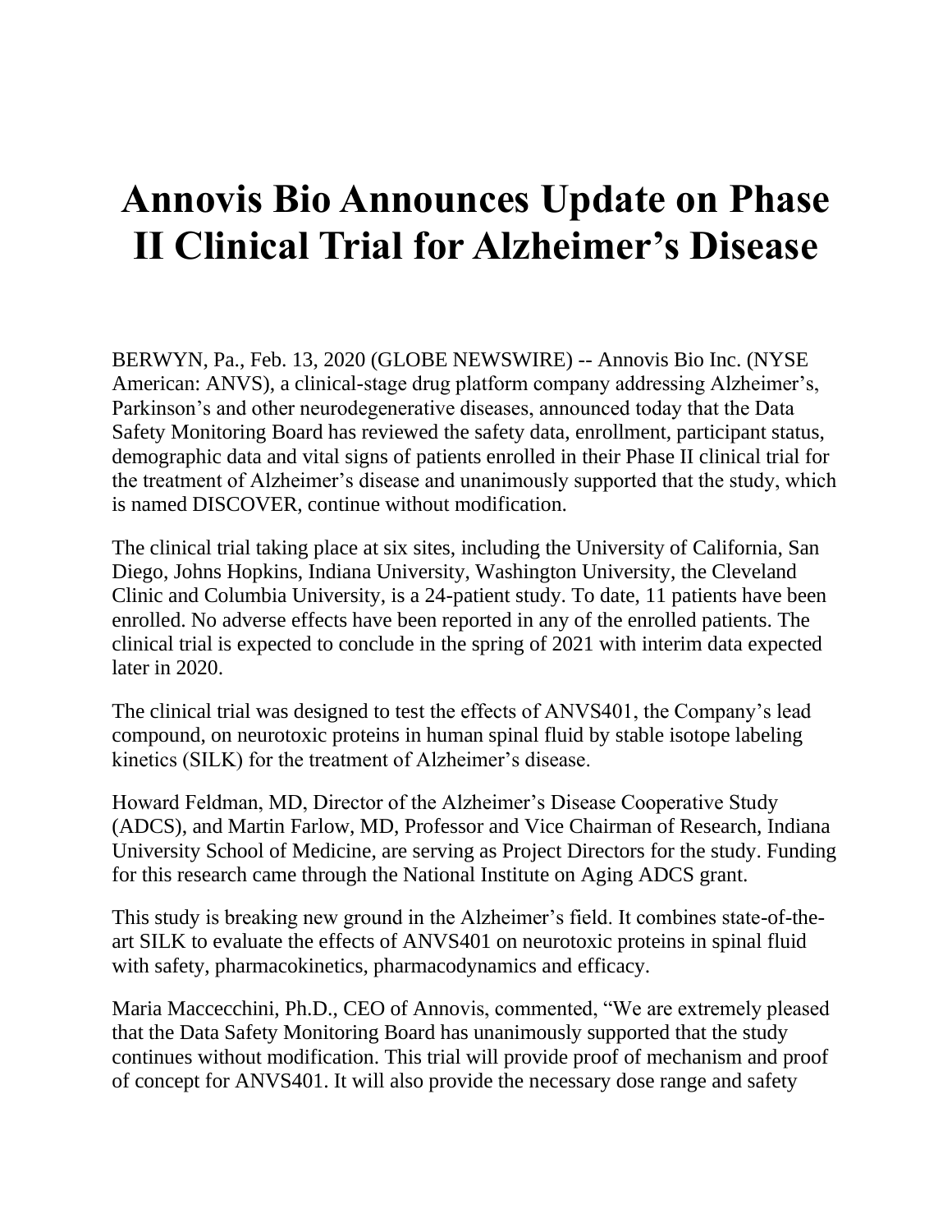# Annovis Bio Announces Update on Phase II Clinical Trial for Alzheimer's Disease

BERWYN, Pa., Feb. 13, 2020 (GLOBE NEWSWIRE) -- Annovis Bio Inc. (NYSE American: ANVS), a clinical-stage drug platform company addressing Alzheimer's, Parkinson's and other neurodegenerative diseases, announced today that the Data Safety Monitoring Board has reviewed the safety data, enrollment, participant status, demographic data and vital signs of patients enrolled in their Phase II clinical trial for the treatment of Alzheimer's disease and unanimously supported that the study, which is named DISCOVER, continue without modification.

The clinical trial taking place at six sites, including the University of California, San Diego, Johns Hopkins, Indiana University, Washington University, the Cleveland Clinic and Columbia University, is a 24-patient study. To date, 11 patients have been enrolled. No adverse effects have been reported in any of the enrolled patients. The clinical trial is expected to conclude in the spring of 2021 with interim data expected later in 2020.

The clinical trial was designed to test the effects of ANVS401, the Company's lead compound, on neurotoxic proteins in human spinal fluid by stable isotope labeling kinetics (SILK) for the treatment of Alzheimer's disease.

Howard Feldman, MD, Director of the Alzheimer's Disease Cooperative Study (ADCS), and Martin Farlow, MD, Professor and Vice Chairman of Research, Indiana University School of Medicine, are serving as Project Directors for the study. Funding for this research came through the National Institute on Aging ADCS grant.

This study is breaking new ground in the Alzheimer's field. It combines state-of-the-art SILK to evaluate the effects of ANVS401 on neurotoxic proteins in spinal fluid with safety, pharmacokinetics, pharmacodynamics and efficacy.

Maria Maccecchini, Ph.D., CEO of Annovis, commented, "We are extremely pleased that the Data Safety Monitoring Board has unanimously supported that the study continues without modification. This trial will provide proof of mechanism and proof of concept for ANVS401. It will also provide the necessary dose range and safety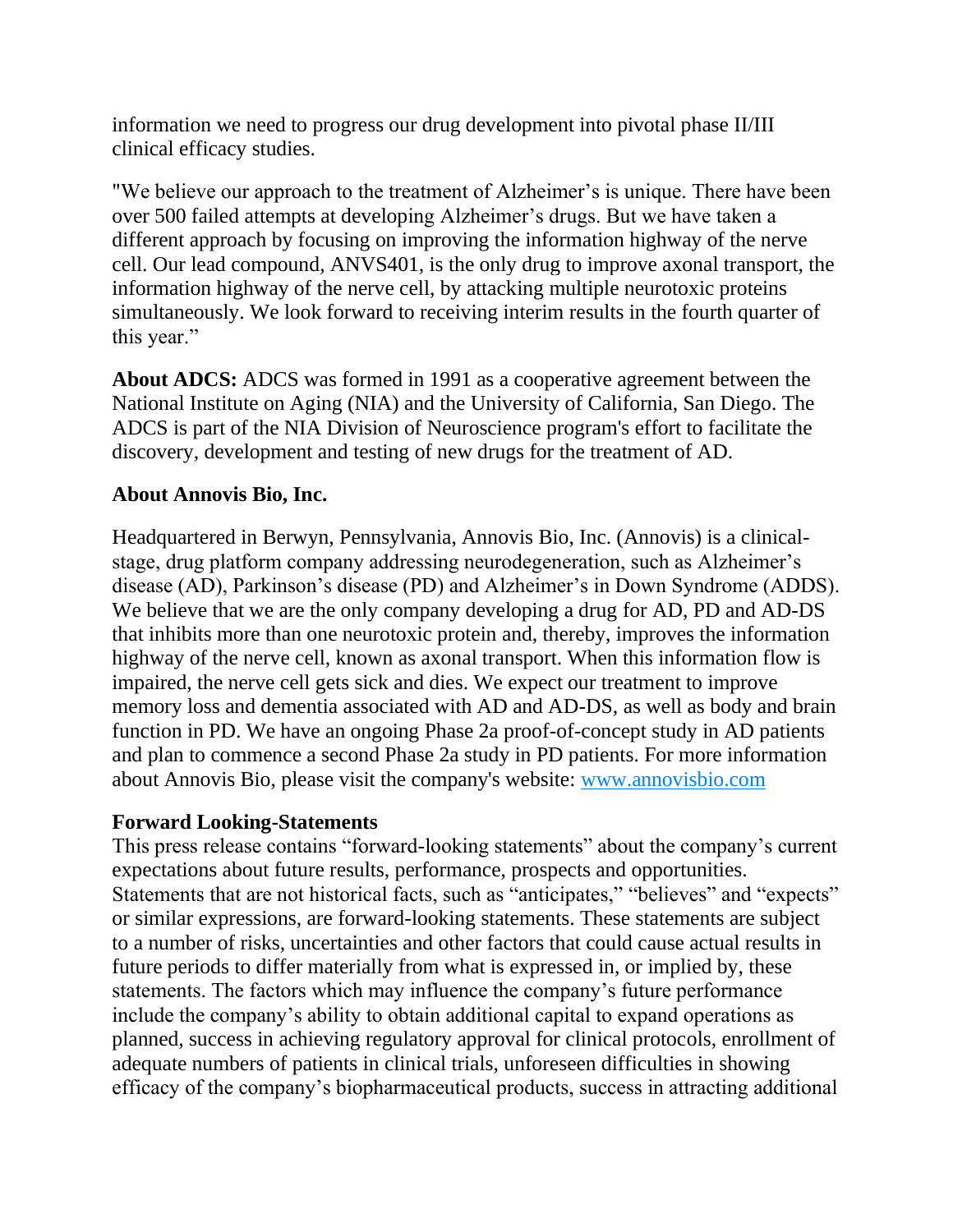information we need to progress our drug development into pivotal phase II/III clinical efficacy studies.

"We believe our approach to the treatment of Alzheimer's is unique. There have been over 500 failed attempts at developing Alzheimer's drugs. But we have taken a different approach by focusing on improving the information highway of the nerve cell. Our lead compound, ANVS401, is the only drug to improve axonal transport, the information highway of the nerve cell, by attacking multiple neurotoxic proteins simultaneously. We look forward to receiving interim results in the fourth quarter of this year."

**About ADCS:** ADCS was formed in 1991 as a cooperative agreement between the National Institute on Aging (NIA) and the University of California, San Diego. The ADCS is part of the NIA Division of Neuroscience program's effort to facilitate the discovery, development and testing of new drugs for the treatment of AD.

**About Annovis Bio, Inc.**

Headquartered in Berwyn, Pennsylvania, Annovis Bio, Inc. (Annovis) is a clinical-stage, drug platform company addressing neurodegeneration, such as Alzheimer's disease (AD), Parkinson's disease (PD) and Alzheimer's in Down Syndrome (ADDS). We believe that we are the only company developing a drug for AD, PD and AD-DS that inhibits more than one neurotoxic protein and, thereby, improves the information highway of the nerve cell, known as axonal transport. When this information flow is impaired, the nerve cell gets sick and dies. We expect our treatment to improve memory loss and dementia associated with AD and AD-DS, as well as body and brain function in PD. We have an ongoing Phase 2a proof-of-concept study in AD patients and plan to commence a second Phase 2a study in PD patients. For more information about Annovis Bio, please visit the company's website: [www.annovisbio.com](http://www.annovisbio.com)

**Forward Looking-Statements**

This press release contains "forward-looking statements" about the company's current expectations about future results, performance, prospects and opportunities. Statements that are not historical facts, such as "anticipates," "believes" and "expects" or similar expressions, are forward-looking statements. These statements are subject to a number of risks, uncertainties and other factors that could cause actual results in future periods to differ materially from what is expressed in, or implied by, these statements. The factors which may influence the company's future performance include the company's ability to obtain additional capital to expand operations as planned, success in achieving regulatory approval for clinical protocols, enrollment of adequate numbers of patients in clinical trials, unforeseen difficulties in showing efficacy of the company's biopharmaceutical products, success in attracting additional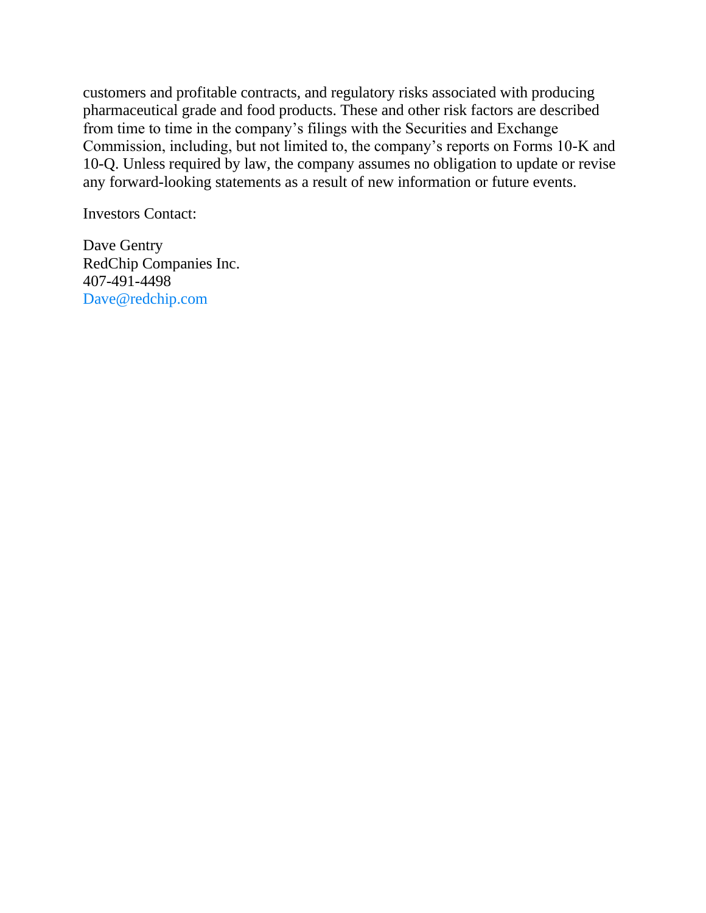customers and profitable contracts, and regulatory risks associated with producing pharmaceutical grade and food products. These and other risk factors are described from time to time in the company's filings with the Securities and Exchange Commission, including, but not limited to, the company's reports on Forms 10-K and 10-Q. Unless required by law, the company assumes no obligation to update or revise any forward-looking statements as a result of new information or future events.

Investors Contact:

Dave Gentry
RedChip Companies Inc.
407-491-4498
Dave@redchip.com